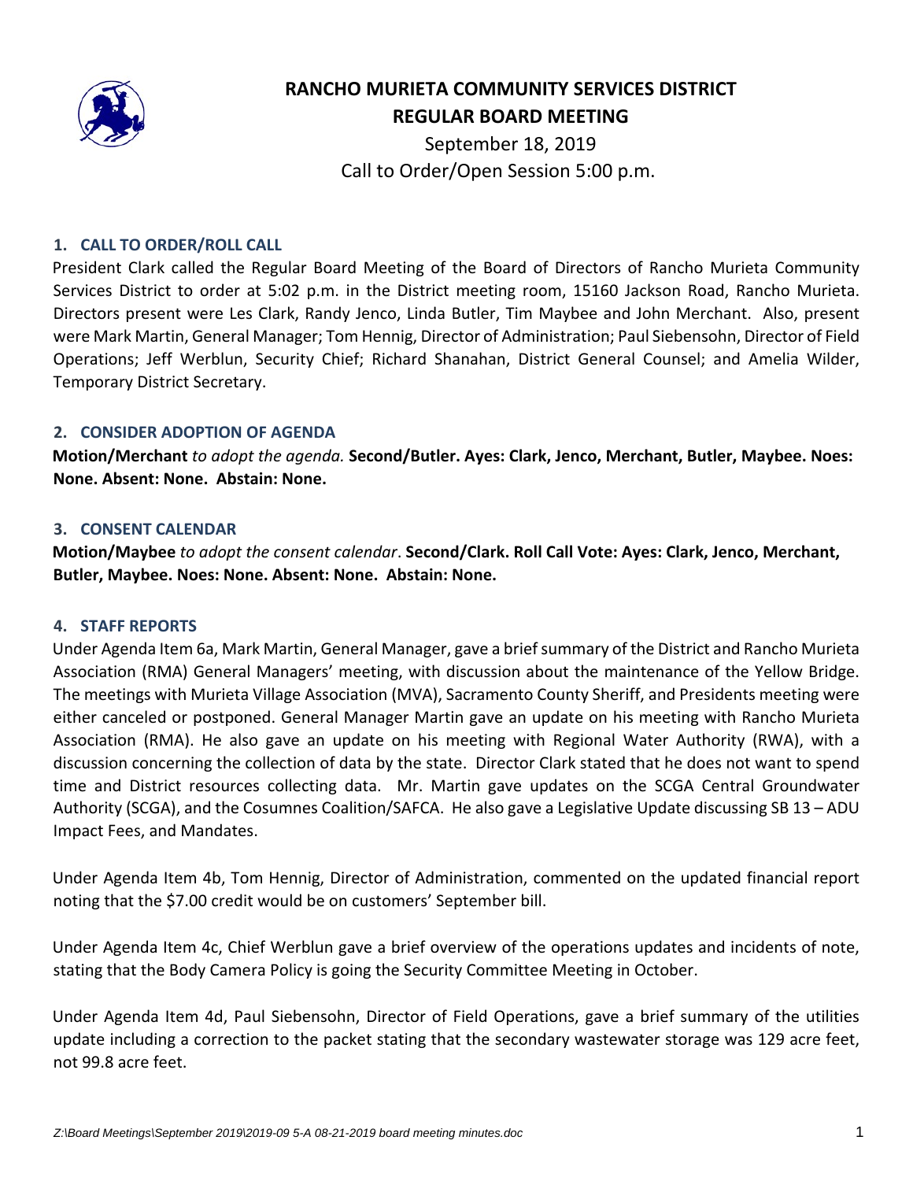# RANCHO MURIETA COMMUNITY SERVICES DISTRICT
## REGULAR BOARD MEETING

September 18, 2019
Call to Order/Open Session 5:00 p.m.

### 1. CALL TO ORDER/ROLL CALL

President Clark called the Regular Board Meeting of the Board of Directors of Rancho Murieta Community Services District to order at 5:02 p.m. in the District meeting room, 15160 Jackson Road, Rancho Murieta. Directors present were Les Clark, Randy Jenco, Linda Butler, Tim Maybee and John Merchant. Also, present were Mark Martin, General Manager; Tom Hennig, Director of Administration; Paul Siebensohn, Director of Field Operations; Jeff Werblun, Security Chief; Richard Shanahan, District General Counsel; and Amelia Wilder, Temporary District Secretary.

### 2. CONSIDER ADOPTION OF AGENDA

**Motion/Merchant** *to adopt the agenda.* **Second/Butler. Ayes: Clark, Jenco, Merchant, Butler, Maybee. Noes: None. Absent: None. Abstain: None.**

### 3. CONSENT CALENDAR

**Motion/Maybee** *to adopt the consent calendar*. **Second/Clark. Roll Call Vote: Ayes: Clark, Jenco, Merchant, Butler, Maybee. Noes: None. Absent: None. Abstain: None.**

### 4. STAFF REPORTS

Under Agenda Item 6a, Mark Martin, General Manager, gave a brief summary of the District and Rancho Murieta Association (RMA) General Managers' meeting, with discussion about the maintenance of the Yellow Bridge. The meetings with Murieta Village Association (MVA), Sacramento County Sheriff, and Presidents meeting were either canceled or postponed. General Manager Martin gave an update on his meeting with Rancho Murieta Association (RMA). He also gave an update on his meeting with Regional Water Authority (RWA), with a discussion concerning the collection of data by the state. Director Clark stated that he does not want to spend time and District resources collecting data. Mr. Martin gave updates on the SCGA Central Groundwater Authority (SCGA), and the Cosumnes Coalition/SAFCA. He also gave a Legislative Update discussing SB 13 – ADU Impact Fees, and Mandates.

Under Agenda Item 4b, Tom Hennig, Director of Administration, commented on the updated financial report noting that the $7.00 credit would be on customers' September bill.

Under Agenda Item 4c, Chief Werblun gave a brief overview of the operations updates and incidents of note, stating that the Body Camera Policy is going the Security Committee Meeting in October.

Under Agenda Item 4d, Paul Siebensohn, Director of Field Operations, gave a brief summary of the utilities update including a correction to the packet stating that the secondary wastewater storage was 129 acre feet, not 99.8 acre feet.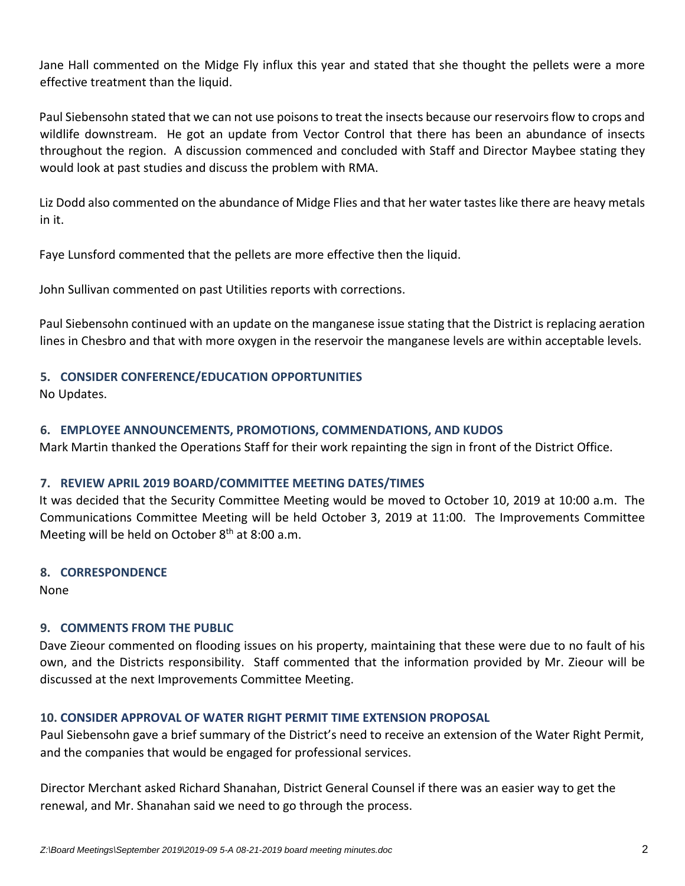Jane Hall commented on the Midge Fly influx this year and stated that she thought the pellets were a more effective treatment than the liquid.

Paul Siebensohn stated that we can not use poisons to treat the insects because our reservoirs flow to crops and wildlife downstream. He got an update from Vector Control that there has been an abundance of insects throughout the region. A discussion commenced and concluded with Staff and Director Maybee stating they would look at past studies and discuss the problem with RMA.

Liz Dodd also commented on the abundance of Midge Flies and that her water tastes like there are heavy metals in it.

Faye Lunsford commented that the pellets are more effective then the liquid.

John Sullivan commented on past Utilities reports with corrections.

Paul Siebensohn continued with an update on the manganese issue stating that the District is replacing aeration lines in Chesbro and that with more oxygen in the reservoir the manganese levels are within acceptable levels.

## 5. CONSIDER CONFERENCE/EDUCATION OPPORTUNITIES

No Updates.

## 6. EMPLOYEE ANNOUNCEMENTS, PROMOTIONS, COMMENDATIONS, AND KUDOS

Mark Martin thanked the Operations Staff for their work repainting the sign in front of the District Office.

## 7. REVIEW APRIL 2019 BOARD/COMMITTEE MEETING DATES/TIMES

It was decided that the Security Committee Meeting would be moved to October 10, 2019 at 10:00 a.m. The Communications Committee Meeting will be held October 3, 2019 at 11:00. The Improvements Committee Meeting will be held on October 8th at 8:00 a.m.

## 8. CORRESPONDENCE

None

## 9. COMMENTS FROM THE PUBLIC

Dave Zieour commented on flooding issues on his property, maintaining that these were due to no fault of his own, and the Districts responsibility. Staff commented that the information provided by Mr. Zieour will be discussed at the next Improvements Committee Meeting.

## 10. CONSIDER APPROVAL OF WATER RIGHT PERMIT TIME EXTENSION PROPOSAL

Paul Siebensohn gave a brief summary of the District's need to receive an extension of the Water Right Permit, and the companies that would be engaged for professional services.

Director Merchant asked Richard Shanahan, District General Counsel if there was an easier way to get the renewal, and Mr. Shanahan said we need to go through the process.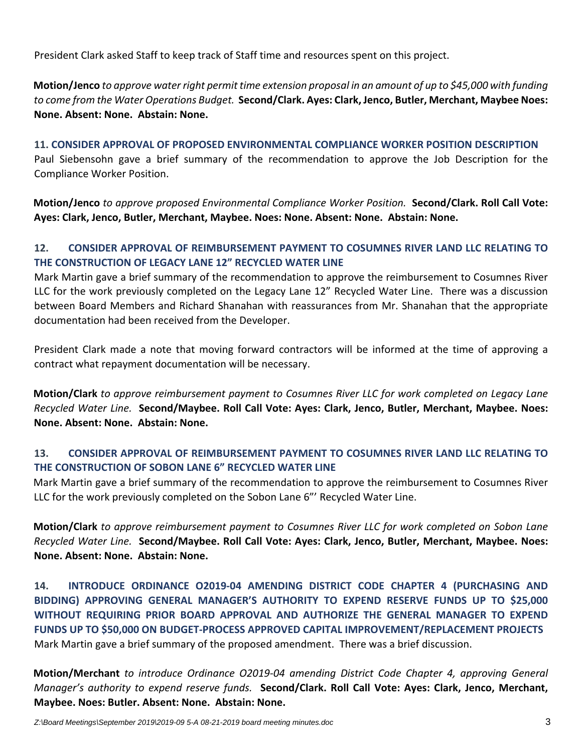President Clark asked Staff to keep track of Staff time and resources spent on this project.

**Motion/Jenco** *to approve water right permit time extension proposal in an amount of up to $45,000 with funding to come from the Water Operations Budget.* **Second/Clark. Ayes: Clark, Jenco, Butler, Merchant, Maybee Noes: None. Absent: None. Abstain: None.**

### 11. CONSIDER APPROVAL OF PROPOSED ENVIRONMENTAL COMPLIANCE WORKER POSITION DESCRIPTION

Paul Siebensohn gave a brief summary of the recommendation to approve the Job Description for the Compliance Worker Position.

**Motion/Jenco** *to approve proposed Environmental Compliance Worker Position.* **Second/Clark. Roll Call Vote: Ayes: Clark, Jenco, Butler, Merchant, Maybee. Noes: None. Absent: None. Abstain: None.**

### 12. CONSIDER APPROVAL OF REIMBURSEMENT PAYMENT TO COSUMNES RIVER LAND LLC RELATING TO THE CONSTRUCTION OF LEGACY LANE 12" RECYCLED WATER LINE

Mark Martin gave a brief summary of the recommendation to approve the reimbursement to Cosumnes River LLC for the work previously completed on the Legacy Lane 12" Recycled Water Line. There was a discussion between Board Members and Richard Shanahan with reassurances from Mr. Shanahan that the appropriate documentation had been received from the Developer.

President Clark made a note that moving forward contractors will be informed at the time of approving a contract what repayment documentation will be necessary.

**Motion/Clark** *to approve reimbursement payment to Cosumnes River LLC for work completed on Legacy Lane Recycled Water Line.* **Second/Maybee. Roll Call Vote: Ayes: Clark, Jenco, Butler, Merchant, Maybee. Noes: None. Absent: None. Abstain: None.**

### 13. CONSIDER APPROVAL OF REIMBURSEMENT PAYMENT TO COSUMNES RIVER LAND LLC RELATING TO THE CONSTRUCTION OF SOBON LANE 6" RECYCLED WATER LINE

Mark Martin gave a brief summary of the recommendation to approve the reimbursement to Cosumnes River LLC for the work previously completed on the Sobon Lane 6"' Recycled Water Line.

**Motion/Clark** *to approve reimbursement payment to Cosumnes River LLC for work completed on Sobon Lane Recycled Water Line.* **Second/Maybee. Roll Call Vote: Ayes: Clark, Jenco, Butler, Merchant, Maybee. Noes: None. Absent: None. Abstain: None.**

### 14. INTRODUCE ORDINANCE O2019-04 AMENDING DISTRICT CODE CHAPTER 4 (PURCHASING AND BIDDING) APPROVING GENERAL MANAGER'S AUTHORITY TO EXPEND RESERVE FUNDS UP TO $25,000 WITHOUT REQUIRING PRIOR BOARD APPROVAL AND AUTHORIZE THE GENERAL MANAGER TO EXPEND FUNDS UP TO $50,000 ON BUDGET-PROCESS APPROVED CAPITAL IMPROVEMENT/REPLACEMENT PROJECTS

Mark Martin gave a brief summary of the proposed amendment. There was a brief discussion.

**Motion/Merchant** *to introduce Ordinance O2019-04 amending District Code Chapter 4, approving General Manager's authority to expend reserve funds.* **Second/Clark. Roll Call Vote: Ayes: Clark, Jenco, Merchant, Maybee. Noes: Butler. Absent: None. Abstain: None.**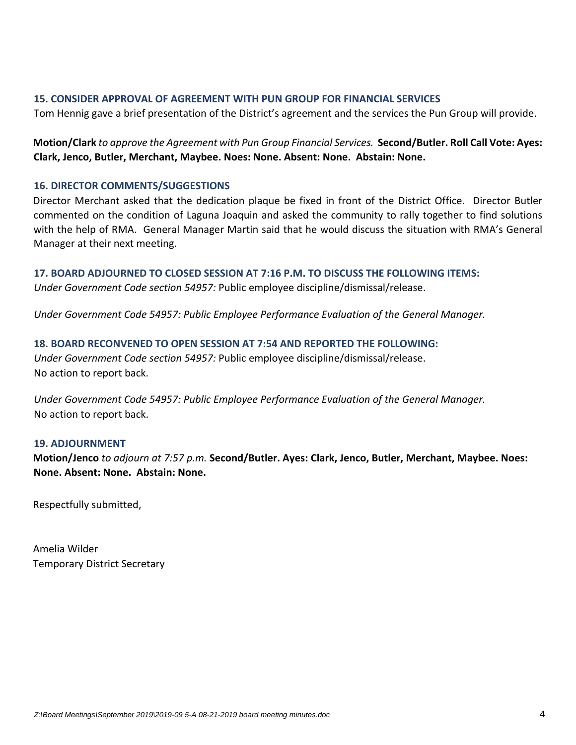### 15. CONSIDER APPROVAL OF AGREEMENT WITH PUN GROUP FOR FINANCIAL SERVICES

Tom Hennig gave a brief presentation of the District's agreement and the services the Pun Group will provide.

**Motion/Clark** *to approve the Agreement with Pun Group Financial Services.* **Second/Butler. Roll Call Vote: Ayes: Clark, Jenco, Butler, Merchant, Maybee. Noes: None. Absent: None. Abstain: None.**

### 16. DIRECTOR COMMENTS/SUGGESTIONS

Director Merchant asked that the dedication plaque be fixed in front of the District Office. Director Butler commented on the condition of Laguna Joaquin and asked the community to rally together to find solutions with the help of RMA. General Manager Martin said that he would discuss the situation with RMA's General Manager at their next meeting.

### 17. BOARD ADJOURNED TO CLOSED SESSION AT 7:16 P.M. TO DISCUSS THE FOLLOWING ITEMS:

*Under Government Code section 54957:* Public employee discipline/dismissal/release.

*Under Government Code 54957: Public Employee Performance Evaluation of the General Manager.*

### 18. BOARD RECONVENED TO OPEN SESSION AT 7:54 AND REPORTED THE FOLLOWING:

*Under Government Code section 54957:* Public employee discipline/dismissal/release.
No action to report back.

*Under Government Code 54957: Public Employee Performance Evaluation of the General Manager.*
No action to report back.

### 19. ADJOURNMENT

**Motion/Jenco** *to adjourn at 7:57 p.m.* **Second/Butler. Ayes: Clark, Jenco, Butler, Merchant, Maybee. Noes: None. Absent: None. Abstain: None.**

Respectfully submitted,

Amelia Wilder
Temporary District Secretary

*Z:\Board Meetings\September 2019\2019-09 5-A 08-21-2019 board meeting minutes.doc*